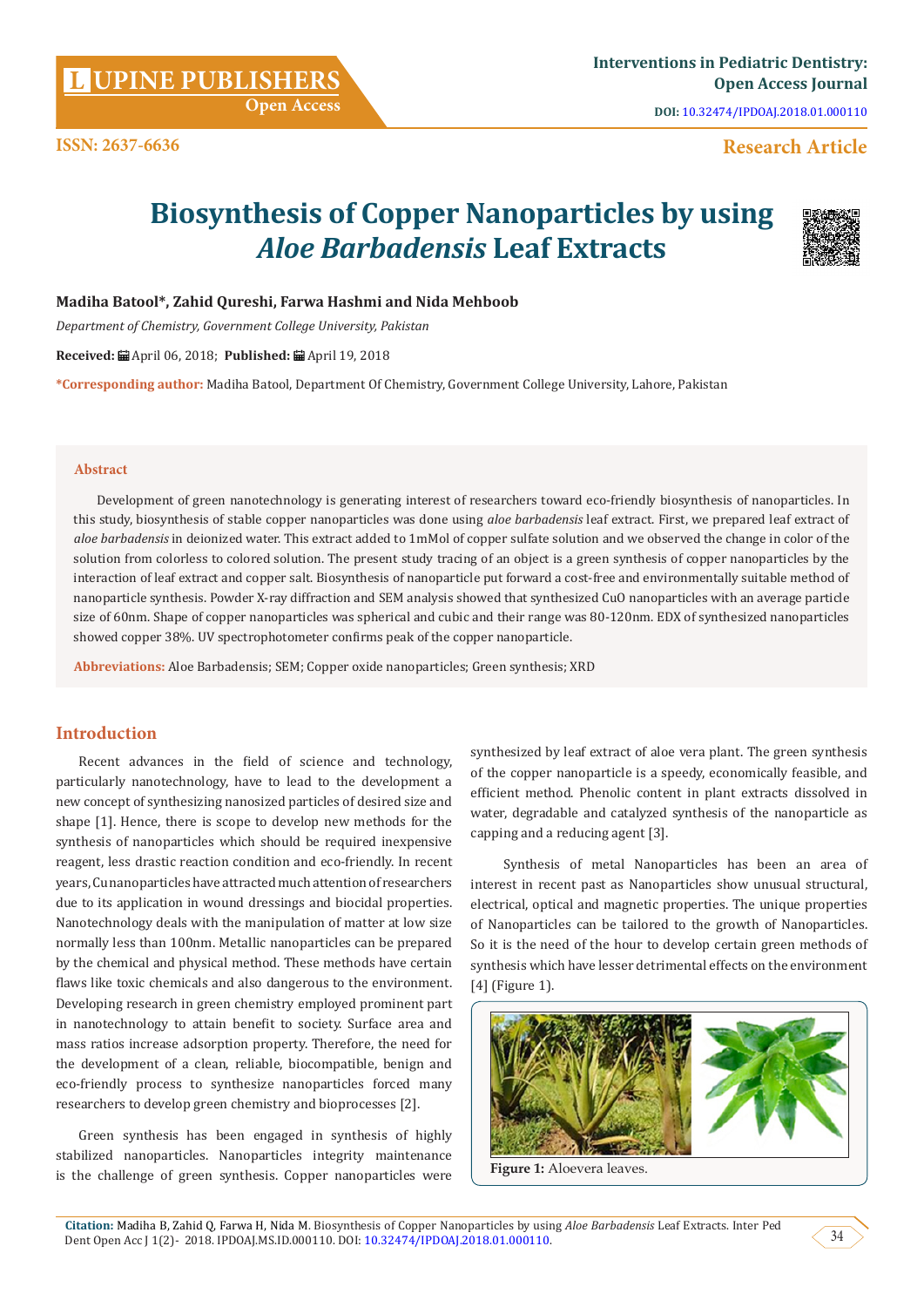# Biosynthesis of Copper Nanoparticles by using *Aloe Barbadensis* Leaf Extracts

**Madiha Batool*, Zahid Qureshi, Farwa Hashmi and Nida Mehboob**

*Department of Chemistry, Government College University, Pakistan*

**Received:** April 06, 2018; **Published:** April 19, 2018

***Corresponding author:** Madiha Batool, Department Of Chemistry, Government College University, Lahore, Pakistan

## Abstract

Development of green nanotechnology is generating interest of researchers toward eco-friendly biosynthesis of nanoparticles. In this study, biosynthesis of stable copper nanoparticles was done using *aloe barbadensis* leaf extract. First, we prepared leaf extract of *aloe barbadensis* in deionized water. This extract added to 1mMol of copper sulfate solution and we observed the change in color of the solution from colorless to colored solution. The present study tracing of an object is a green synthesis of copper nanoparticles by the interaction of leaf extract and copper salt. Biosynthesis of nanoparticle put forward a cost-free and environmentally suitable method of nanoparticle synthesis. Powder X-ray diffraction and SEM analysis showed that synthesized CuO nanoparticles with an average particle size of 60nm. Shape of copper nanoparticles was spherical and cubic and their range was 80-120nm. EDX of synthesized nanoparticles showed copper 38%. UV spectrophotometer confirms peak of the copper nanoparticle.

**Abbreviations:** Aloe Barbadensis; SEM; Copper oxide nanoparticles; Green synthesis; XRD

## Introduction

Recent advances in the field of science and technology, particularly nanotechnology, have to lead to the development a new concept of synthesizing nanosized particles of desired size and shape [1]. Hence, there is scope to develop new methods for the synthesis of nanoparticles which should be required inexpensive reagent, less drastic reaction condition and eco-friendly. In recent years, Cu nanoparticles have attracted much attention of researchers due to its application in wound dressings and biocidal properties. Nanotechnology deals with the manipulation of matter at low size normally less than 100nm. Metallic nanoparticles can be prepared by the chemical and physical method. These methods have certain flaws like toxic chemicals and also dangerous to the environment. Developing research in green chemistry employed prominent part in nanotechnology to attain benefit to society. Surface area and mass ratios increase adsorption property. Therefore, the need for the development of a clean, reliable, biocompatible, benign and eco-friendly process to synthesize nanoparticles forced many researchers to develop green chemistry and bioprocesses [2].

Green synthesis has been engaged in synthesis of highly stabilized nanoparticles. Nanoparticles integrity maintenance is the challenge of green synthesis. Copper nanoparticles were synthesized by leaf extract of aloe vera plant. The green synthesis of the copper nanoparticle is a speedy, economically feasible, and efficient method. Phenolic content in plant extracts dissolved in water, degradable and catalyzed synthesis of the nanoparticle as capping and a reducing agent [3].

Synthesis of metal Nanoparticles has been an area of interest in recent past as Nanoparticles show unusual structural, electrical, optical and magnetic properties. The unique properties of Nanoparticles can be tailored to the growth of Nanoparticles. So it is the need of the hour to develop certain green methods of synthesis which have lesser detrimental effects on the environment [4] (Figure 1).

**Figure 1:** Aloevera leaves.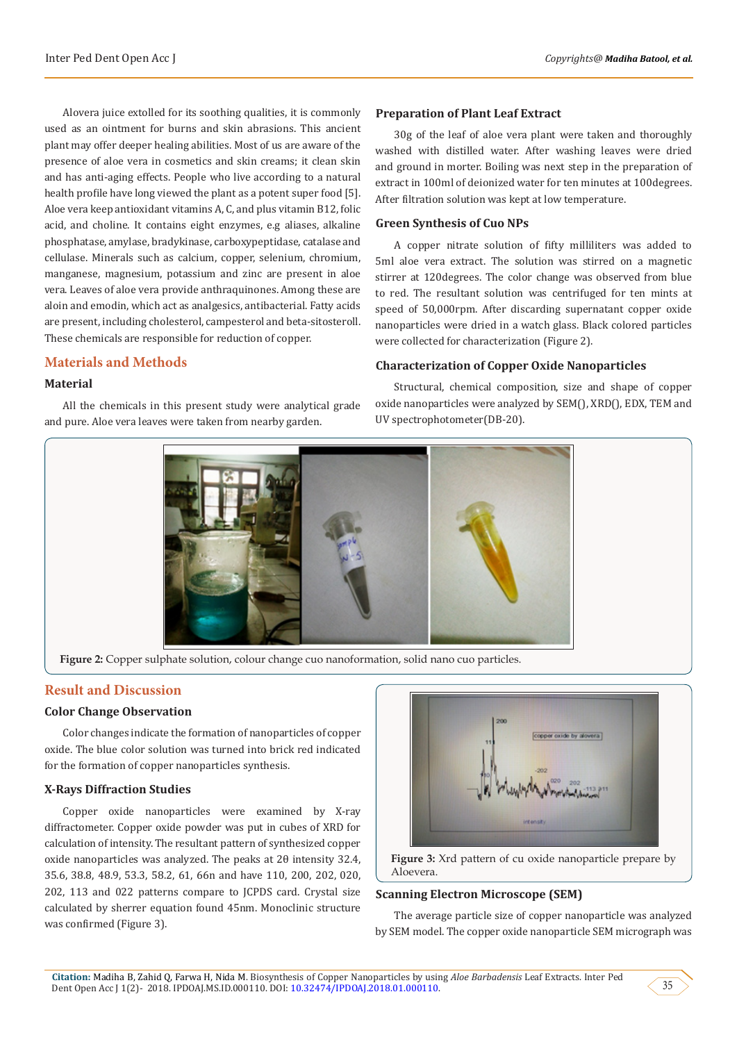Alovera juice extolled for its soothing qualities, it is commonly used as an ointment for burns and skin abrasions. This ancient plant may offer deeper healing abilities. Most of us are aware of the presence of aloe vera in cosmetics and skin creams; it clean skin and has anti-aging effects. People who live according to a natural health profile have long viewed the plant as a potent super food [5]. Aloe vera keep antioxidant vitamins A, C, and plus vitamin B12, folic acid, and choline. It contains eight enzymes, e.g aliases, alkaline phosphatase, amylase, bradykinase, carboxypeptidase, catalase and cellulase. Minerals such as calcium, copper, selenium, chromium, manganese, magnesium, potassium and zinc are present in aloe vera. Leaves of aloe vera provide anthraquinones. Among these are aloin and emodin, which act as analgesics, antibacterial. Fatty acids are present, including cholesterol, campesterol and beta-sitosteroll. These chemicals are responsible for reduction of copper.

## Materials and Methods

### Material

All the chemicals in this present study were analytical grade and pure. Aloe vera leaves were taken from nearby garden.

### Preparation of Plant Leaf Extract

30g of the leaf of aloe vera plant were taken and thoroughly washed with distilled water. After washing leaves were dried and ground in morter. Boiling was next step in the preparation of extract in 100ml of deionized water for ten minutes at 100degrees. After filtration solution was kept at low temperature.

### Green Synthesis of Cuo NPs

A copper nitrate solution of fifty milliliters was added to 5ml aloe vera extract. The solution was stirred on a magnetic stirrer at 120degrees. The color change was observed from blue to red. The resultant solution was centrifuged for ten mints at speed of 50,000rpm. After discarding supernatant copper oxide nanoparticles were dried in a watch glass. Black colored particles were collected for characterization (Figure 2).

### Characterization of Copper Oxide Nanoparticles

Structural, chemical composition, size and shape of copper oxide nanoparticles were analyzed by SEM(), XRD(), EDX, TEM and UV spectrophotometer(DB-20).

**Figure 2:** Copper sulphate solution, colour change cuo nanoformation, solid nano cuo particles.

## Result and Discussion

### Color Change Observation

Color changes indicate the formation of nanoparticles of copper oxide. The blue color solution was turned into brick red indicated for the formation of copper nanoparticles synthesis.

### X-Rays Diffraction Studies

Copper oxide nanoparticles were examined by X-ray diffractometer. Copper oxide powder was put in cubes of XRD for calculation of intensity. The resultant pattern of synthesized copper oxide nanoparticles was analyzed. The peaks at 2θ intensity 32.4, 35.6, 38.8, 48.9, 53.3, 58.2, 61, 66n and have 110, 200, 202, 020, 202, 113 and 022 patterns compare to JCPDS card. Crystal size calculated by sherrer equation found 45nm. Monoclinic structure was confirmed (Figure 3).

**Figure 3:** Xrd pattern of cu oxide nanoparticle prepare by Aloevera.

### Scanning Electron Microscope (SEM)

The average particle size of copper nanoparticle was analyzed by SEM model. The copper oxide nanoparticle SEM micrograph was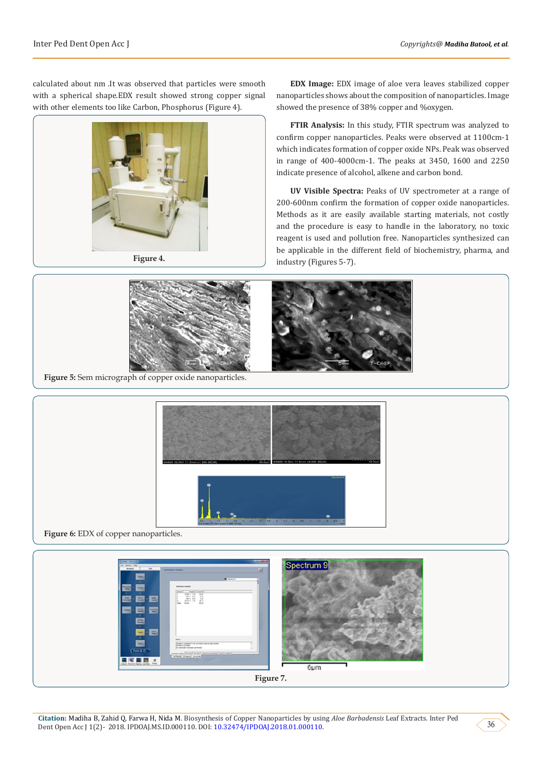calculated about nm .It was observed that particles were smooth with a spherical shape.EDX result showed strong copper signal with other elements too like Carbon, Phosphorus (Figure 4).

Figure 4.

**EDX Image:** EDX image of aloe vera leaves stabilized copper nanoparticles shows about the composition of nanoparticles. Image showed the presence of 38% copper and %oxygen.

**FTIR Analysis:** In this study, FTIR spectrum was analyzed to confirm copper nanoparticles. Peaks were observed at 1100cm-1 which indicates formation of copper oxide NPs. Peak was observed in range of 400-4000cm-1. The peaks at 3450, 1600 and 2250 indicate presence of alcohol, alkene and carbon bond.

**UV Visible Spectra:** Peaks of UV spectrometer at a range of 200-600nm confirm the formation of copper oxide nanoparticles. Methods as it are easily available starting materials, not costly and the procedure is easy to handle in the laboratory, no toxic reagent is used and pollution free. Nanoparticles synthesized can be applicable in the different field of biochemistry, pharma, and industry (Figures 5-7).

**Figure 5:** Sem micrograph of copper oxide nanoparticles.

**Figure 6:** EDX of copper nanoparticles.

Figure 7.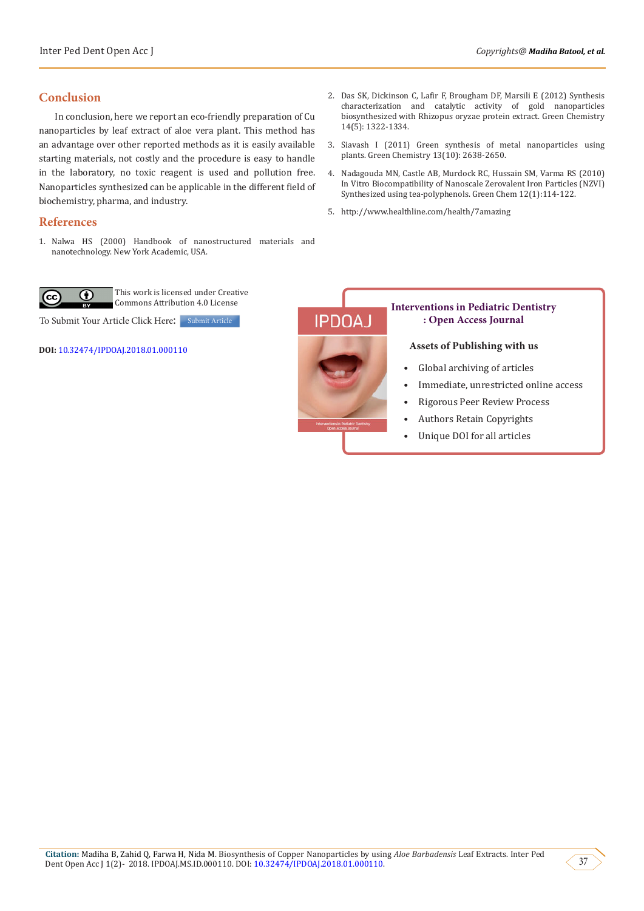## Conclusion

In conclusion, here we report an eco-friendly preparation of Cu nanoparticles by leaf extract of aloe vera plant. This method has an advantage over other reported methods as it is easily available starting materials, not costly and the procedure is easy to handle in the laboratory, no toxic reagent is used and pollution free. Nanoparticles synthesized can be applicable in the different field of biochemistry, pharma, and industry.

## References

1. Nalwa HS (2000) Handbook of nanostructured materials and nanotechnology. New York Academic, USA.
2. Das SK, Dickinson C, Lafir F, Brougham DF, Marsili E (2012) Synthesis characterization and catalytic activity of gold nanoparticles biosynthesized with Rhizopus oryzae protein extract. Green Chemistry 14(5): 1322-1334.
3. Siavash I (2011) Green synthesis of metal nanoparticles using plants. Green Chemistry 13(10): 2638-2650.
4. Nadagouda MN, Castle AB, Murdock RC, Hussain SM, Varma RS (2010) In Vitro Biocompatibility of Nanoscale Zerovalent Iron Particles (NZVI) Synthesized using tea-polyphenols. Green Chem 12(1):114-122.
5. http://www.healthline.com/health/7amazing

This work is licensed under Creative Commons Attribution 4.0 License

To Submit Your Article Click Here: Submit Article

**DOI:** 10.32474/IPDOAJ.2018.01.000110

**Interventions in Pediatric Dentistry : Open Access Journal**

**Assets of Publishing with us**

- Global archiving of articles
- Immediate, unrestricted online access
- Rigorous Peer Review Process
- Authors Retain Copyrights
- Unique DOI for all articles

**Citation:** Madiha B, Zahid Q, Farwa H, Nida M. Biosynthesis of Copper Nanoparticles by using *Aloe Barbadensis* Leaf Extracts. Inter Ped Dent Open Acc J 1(2)- 2018. IPDOAJ.MS.ID.000110. DOI: 10.32474/IPDOAJ.2018.01.000110.